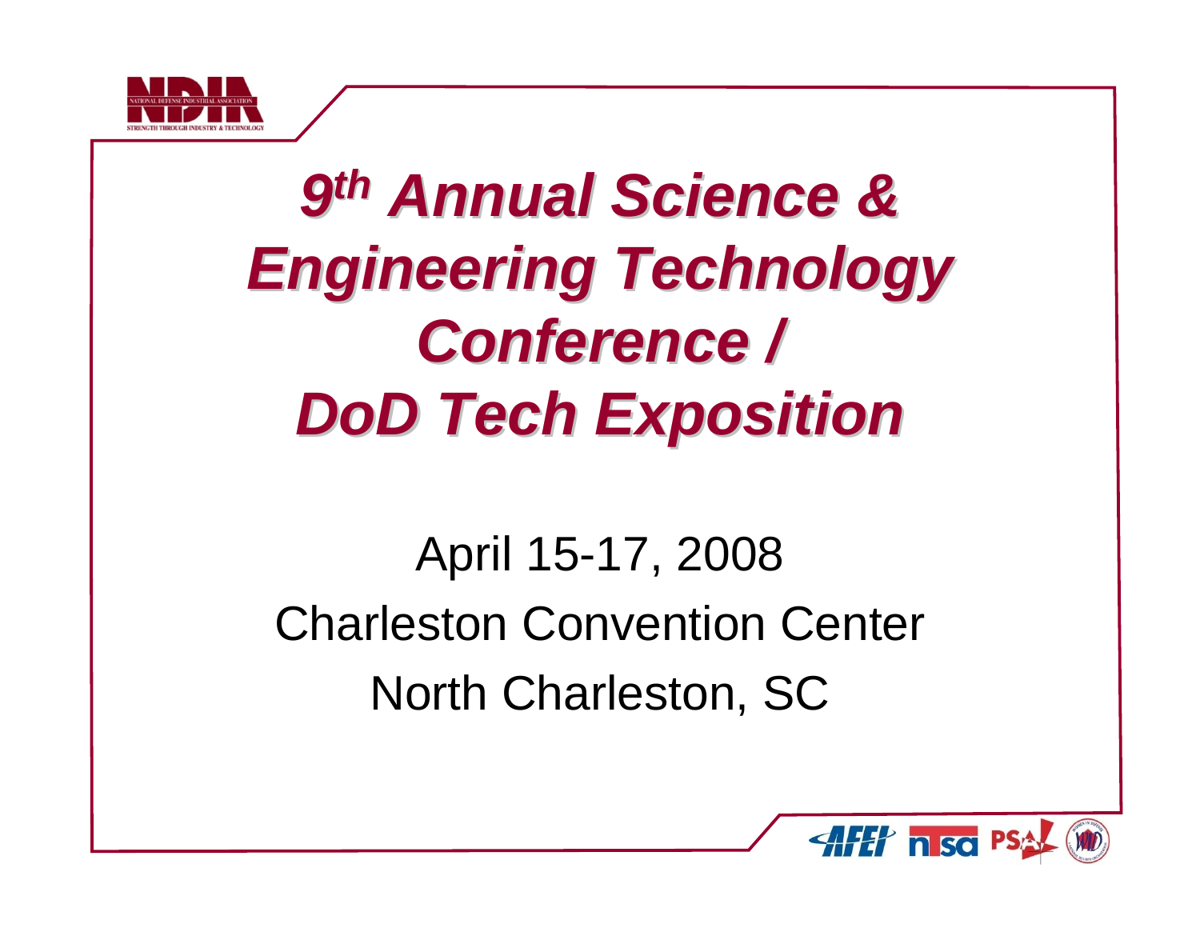# *9th Annual Science & Engineering Technology Conference / DoD Tech Exposition*

April 15-17, 2008

Charleston Convention Center

North Charleston, SC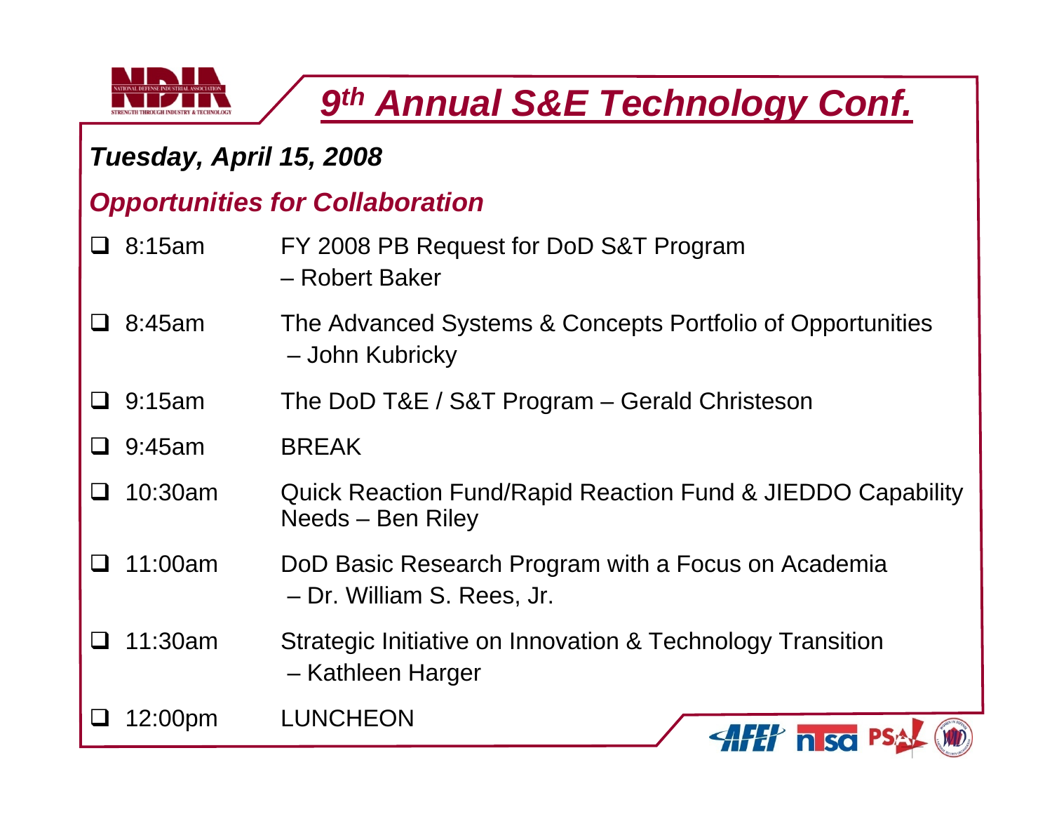# 9th Annual S&E Technology Conf.

***Tuesday, April 15, 2008***

## *Opportunities for Collaboration*

- 8:15am — FY 2008 PB Request for DoD S&T Program – Robert Baker
- 8:45am — The Advanced Systems & Concepts Portfolio of Opportunities – John Kubricky
- 9:15am — The DoD T&E / S&T Program – Gerald Christeson
- 9:45am — BREAK
- 10:30am — Quick Reaction Fund/Rapid Reaction Fund & JIEDDO Capability Needs – Ben Riley
- 11:00am — DoD Basic Research Program with a Focus on Academia – Dr. William S. Rees, Jr.
- 11:30am — Strategic Initiative on Innovation & Technology Transition – Kathleen Harger
- 12:00pm — LUNCHEON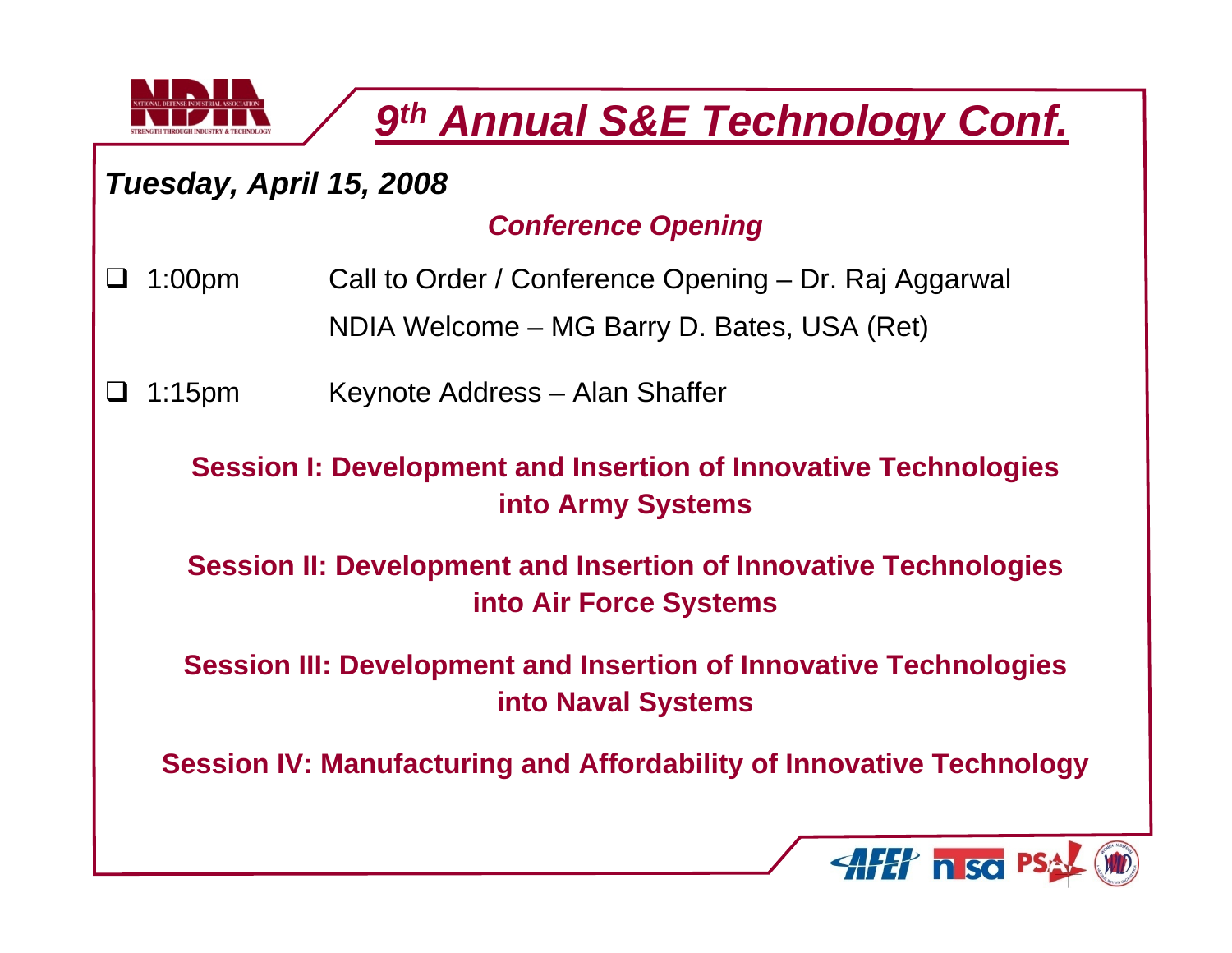# 9th Annual S&E Technology Conf.

***Tuesday, April 15, 2008***

***Conference Opening***

- 1:00pm  Call to Order / Conference Opening – Dr. Raj Aggarwal
  NDIA Welcome – MG Barry D. Bates, USA (Ret)
- 1:15pm  Keynote Address – Alan Shaffer

**Session I: Development and Insertion of Innovative Technologies into Army Systems**

**Session II: Development and Insertion of Innovative Technologies into Air Force Systems**

**Session III: Development and Insertion of Innovative Technologies into Naval Systems**

**Session IV: Manufacturing and Affordability of Innovative Technology**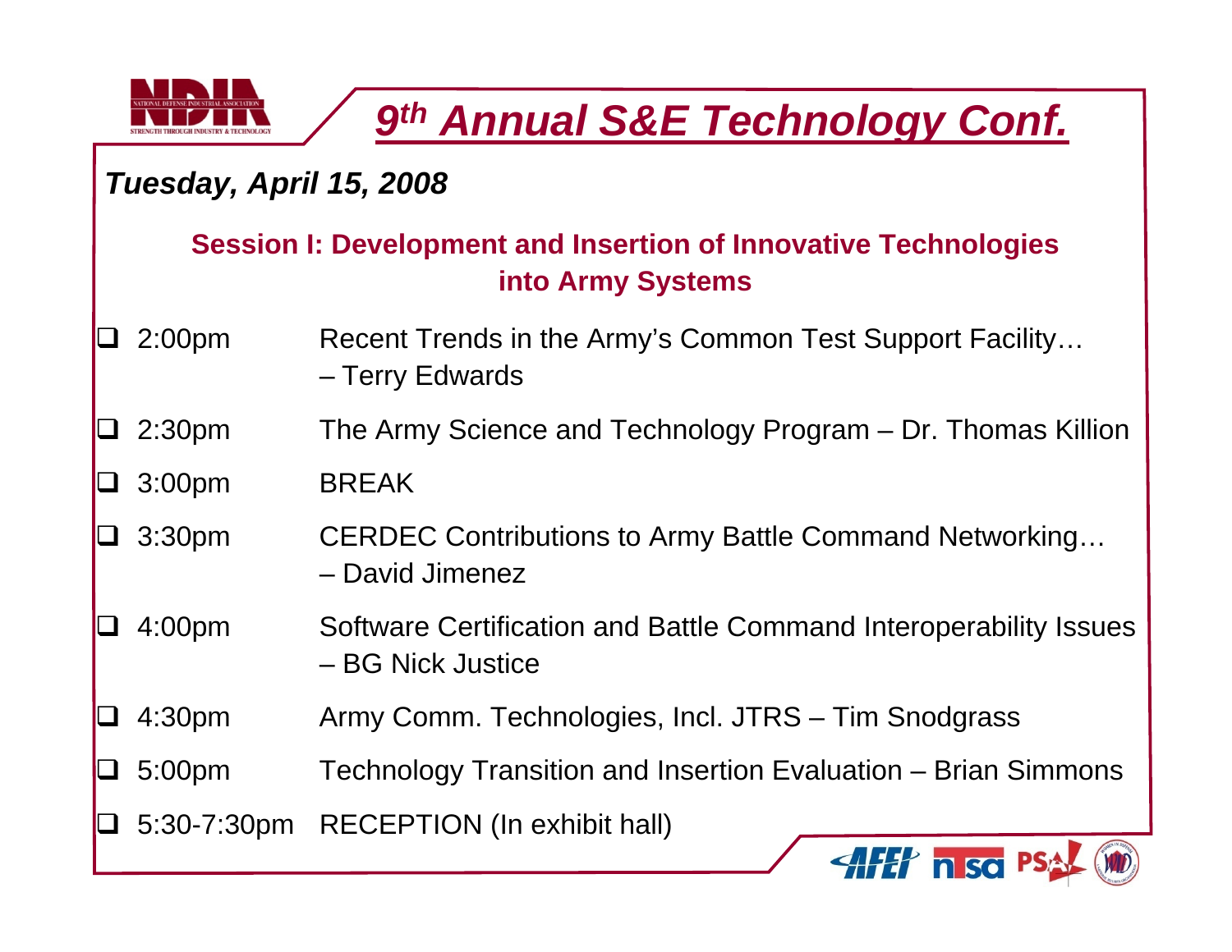# 9th Annual S&E Technology Conf.

***Tuesday, April 15, 2008***

## Session I: Development and Insertion of Innovative Technologies into Army Systems

- 2:00pm Recent Trends in the Army's Common Test Support Facility… – Terry Edwards
- 2:30pm The Army Science and Technology Program – Dr. Thomas Killion
- 3:00pm BREAK
- 3:30pm CERDEC Contributions to Army Battle Command Networking… – David Jimenez
- 4:00pm Software Certification and Battle Command Interoperability Issues – BG Nick Justice
- 4:30pm Army Comm. Technologies, Incl. JTRS – Tim Snodgrass
- 5:00pm Technology Transition and Insertion Evaluation – Brian Simmons
- 5:30-7:30pm RECEPTION (In exhibit hall)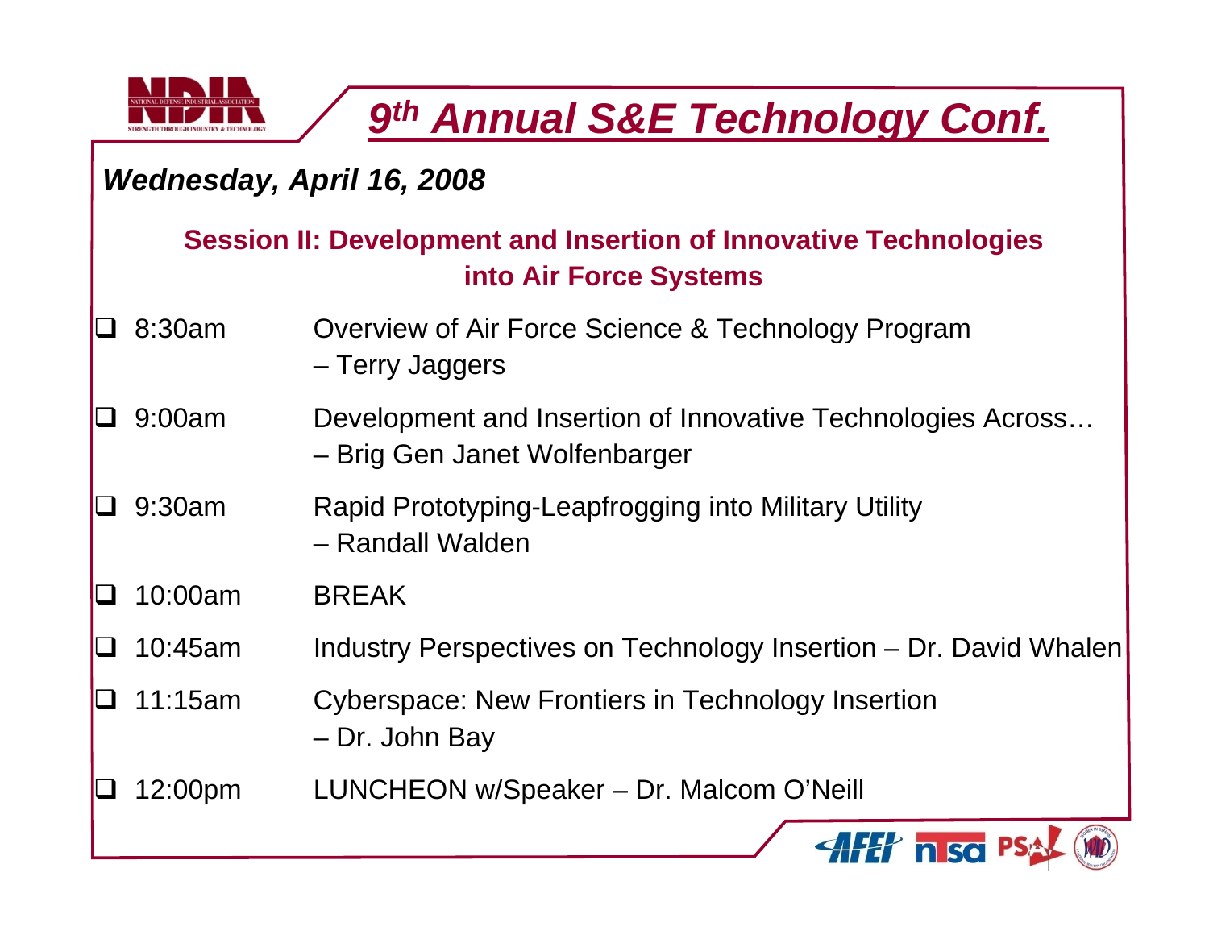# 9th Annual S&E Technology Conf.

***Wednesday, April 16, 2008***

## Session II: Development and Insertion of Innovative Technologies into Air Force Systems

- 8:30am — Overview of Air Force Science & Technology Program – Terry Jaggers
- 9:00am — Development and Insertion of Innovative Technologies Across… – Brig Gen Janet Wolfenbarger
- 9:30am — Rapid Prototyping-Leapfrogging into Military Utility – Randall Walden
- 10:00am — BREAK
- 10:45am — Industry Perspectives on Technology Insertion – Dr. David Whalen
- 11:15am — Cyberspace: New Frontiers in Technology Insertion – Dr. John Bay
- 12:00pm — LUNCHEON w/Speaker – Dr. Malcom O'Neill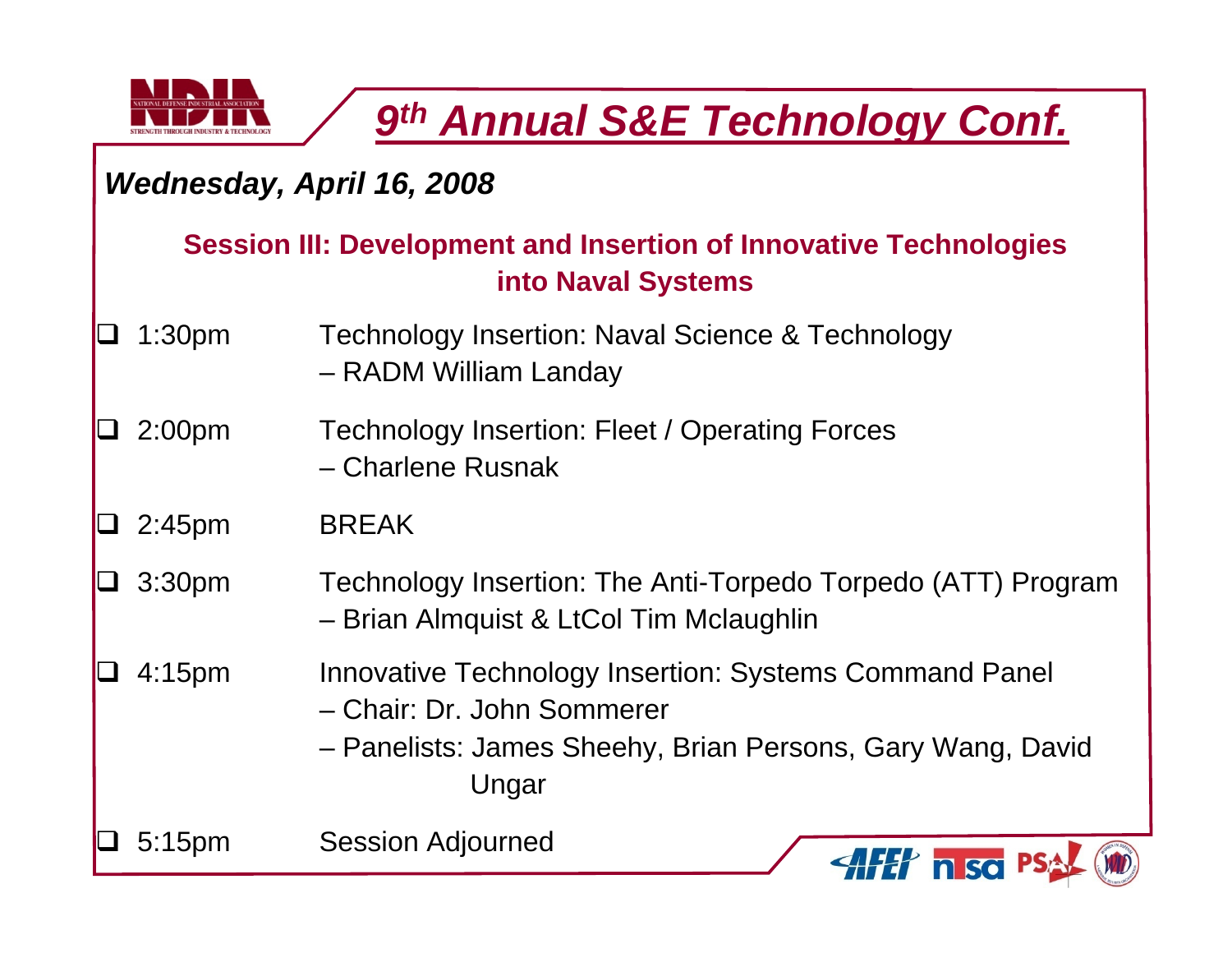# 9th Annual S&E Technology Conf.

***Wednesday, April 16, 2008***

## Session III: Development and Insertion of Innovative Technologies into Naval Systems

- 1:30pm Technology Insertion: Naval Science & Technology
  – RADM William Landay
- 2:00pm Technology Insertion: Fleet / Operating Forces
  – Charlene Rusnak
- 2:45pm BREAK
- 3:30pm Technology Insertion: The Anti-Torpedo Torpedo (ATT) Program
  – Brian Almquist & LtCol Tim Mclaughlin
- 4:15pm Innovative Technology Insertion: Systems Command Panel
  – Chair: Dr. John Sommerer
  – Panelists: James Sheehy, Brian Persons, Gary Wang, David Ungar
- 5:15pm Session Adjourned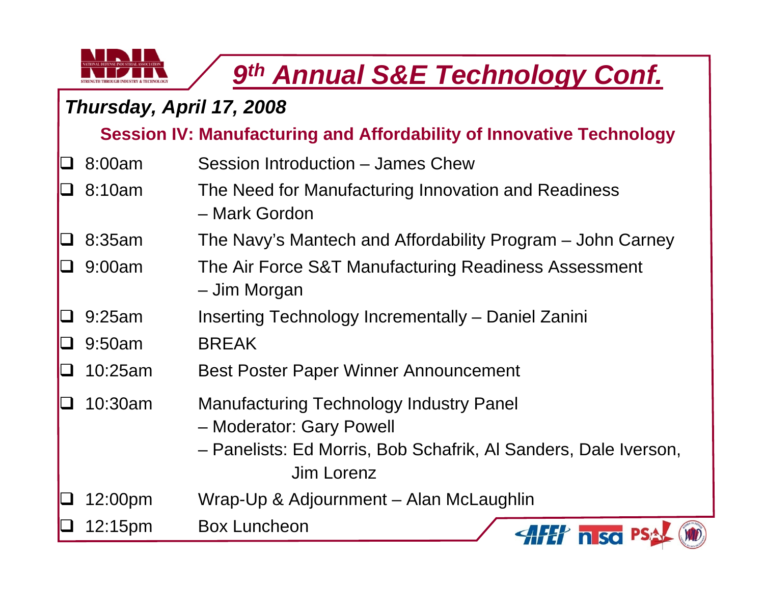# *9th Annual S&E Technology Conf.*

***Thursday, April 17, 2008***

**Session IV: Manufacturing and Affordability of Innovative Technology**

- 8:00am — Session Introduction – James Chew
- 8:10am — The Need for Manufacturing Innovation and Readiness – Mark Gordon
- 8:35am — The Navy's Mantech and Affordability Program – John Carney
- 9:00am — The Air Force S&T Manufacturing Readiness Assessment – Jim Morgan
- 9:25am — Inserting Technology Incrementally – Daniel Zanini
- 9:50am — BREAK
- 10:25am — Best Poster Paper Winner Announcement
- 10:30am — Manufacturing Technology Industry Panel
  - – Moderator: Gary Powell
  - – Panelists: Ed Morris, Bob Schafrik, Al Sanders, Dale Iverson, Jim Lorenz
- 12:00pm — Wrap-Up & Adjournment – Alan McLaughlin
- 12:15pm — Box Luncheon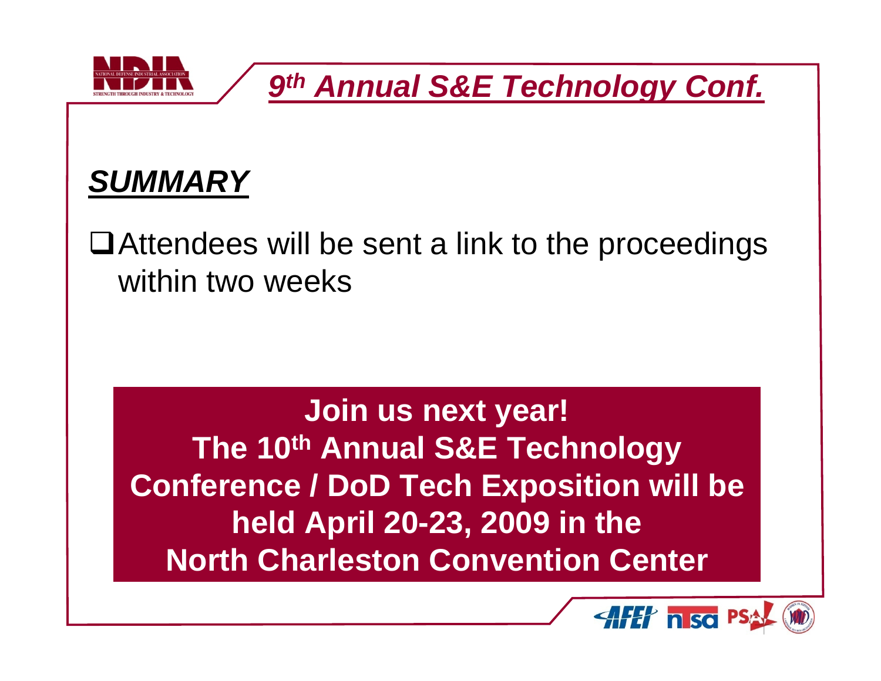## *9th Annual S&E Technology Conf.*

## ***SUMMARY***

- Attendees will be sent a link to the proceedings within two weeks

**Join us next year!**
**The 10th Annual S&E Technology Conference / DoD Tech Exposition will be held April 20-23, 2009 in the North Charleston Convention Center**